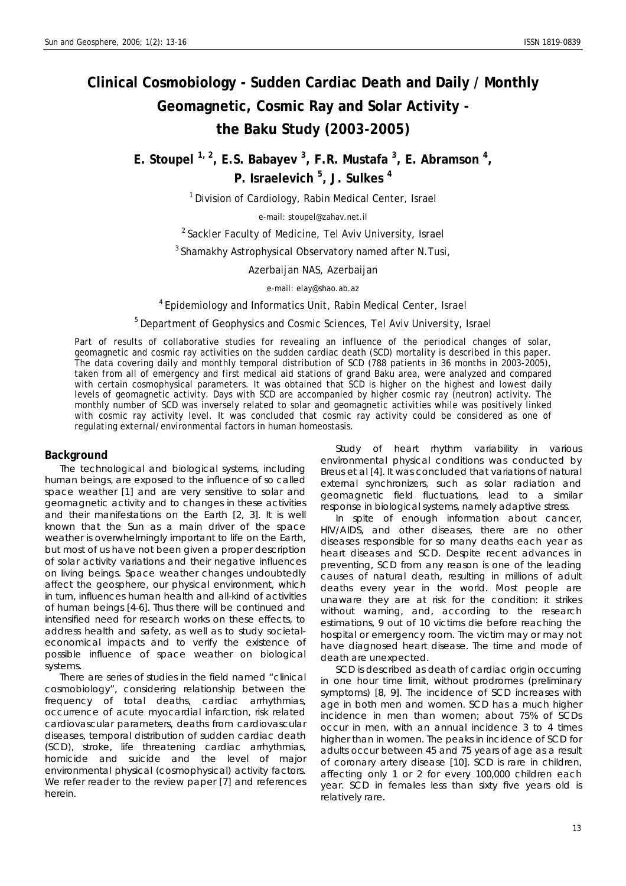# Clinical Cosmobiology - Sudden Cardiac Death and Daily / Monthly Geomagnetic, Cosmic Ray and Solar Activity - the Baku Study (2003-2005)

**E. Stoupel [1, 2], E.S. Babayev [3], F.R. Mustafa [3], E. Abramson [4], P. Israelevich [5], J. Sulkes [4]**

[1] Division of Cardiology, Rabin Medical Center, Israel

e-mail: stoupel@zahav.net.il

[2] Sackler Faculty of Medicine, Tel Aviv University, Israel

[3] Shamakhy Astrophysical Observatory named after N.Tusi, Azerbaijan NAS, Azerbaijan

e-mail: elay@shao.ab.az

[4] Epidemiology and Informatics Unit, Rabin Medical Center, Israel

[5] Department of Geophysics and Cosmic Sciences, Tel Aviv University, Israel

Part of results of collaborative studies for revealing an influence of the periodical changes of solar, geomagnetic and cosmic ray activities on the sudden cardiac death (SCD) mortality is described in this paper. The data covering daily and monthly temporal distribution of SCD (788 patients in 36 months in 2003-2005), taken from all of emergency and first medical aid stations of grand Baku area, were analyzed and compared with certain cosmophysical parameters. It was obtained that SCD is higher on the highest and lowest daily levels of geomagnetic activity. Days with SCD are accompanied by higher cosmic ray (neutron) activity. The monthly number of SCD was inversely related to solar and geomagnetic activities while was positively linked with cosmic ray activity level. It was concluded that cosmic ray activity could be considered as one of regulating external/environmental factors in human homeostasis.

## Background

The technological and biological systems, including human beings, are exposed to the influence of so called space weather [1] and are very sensitive to solar and geomagnetic activity and to changes in these activities and their manifestations on the Earth [2, 3]. It is well known that the Sun as a main driver of the space weather is overwhelmingly important to life on the Earth, but most of us have not been given a proper description of solar activity variations and their negative influences on living beings. Space weather changes undoubtedly affect the geosphere, our physical environment, which in turn, influences human health and all-kind of activities of human beings [4-6]. Thus there will be continued and intensified need for research works on these effects, to address health and safety, as well as to study societal-economical impacts and to verify the existence of possible influence of space weather on biological systems.

There are series of studies in the field named "clinical cosmobiology", considering relationship between the frequency of total deaths, cardiac arrhythmias, occurrence of acute myocardial infarction, risk related cardiovascular parameters, deaths from cardiovascular diseases, temporal distribution of sudden cardiac death (SCD), stroke, life threatening cardiac arrhythmias, homicide and suicide and the level of major environmental physical (cosmophysical) activity factors. We refer reader to the review paper [7] and references herein.

Study of heart rhythm variability in various environmental physical conditions was conducted by Breus et al [4]. It was concluded that variations of natural external synchronizers, such as solar radiation and geomagnetic field fluctuations, lead to a similar response in biological systems, namely adaptive stress.

In spite of enough information about cancer, HIV/AIDS, and other diseases, there are no other diseases responsible for so many deaths each year as heart diseases and SCD. Despite recent advances in preventing, SCD from any reason is one of the leading causes of natural death, resulting in millions of adult deaths every year in the world. Most people are unaware they are at risk for the condition: it strikes without warning, and, according to the research estimations, 9 out of 10 victims die before reaching the hospital or emergency room. The victim may or may not have diagnosed heart disease. The time and mode of death are unexpected.

SCD is described as death of cardiac origin occurring in one hour time limit, without prodromes (preliminary symptoms) [8, 9]. The incidence of SCD increases with age in both men and women. SCD has a much higher incidence in men than women; about 75% of SCDs occur in men, with an annual incidence 3 to 4 times higher than in women. The peaks in incidence of SCD for adults occur between 45 and 75 years of age as a result of coronary artery disease [10]. SCD is rare in children, affecting only 1 or 2 for every 100,000 children each year. SCD in females less than sixty five years old is relatively rare.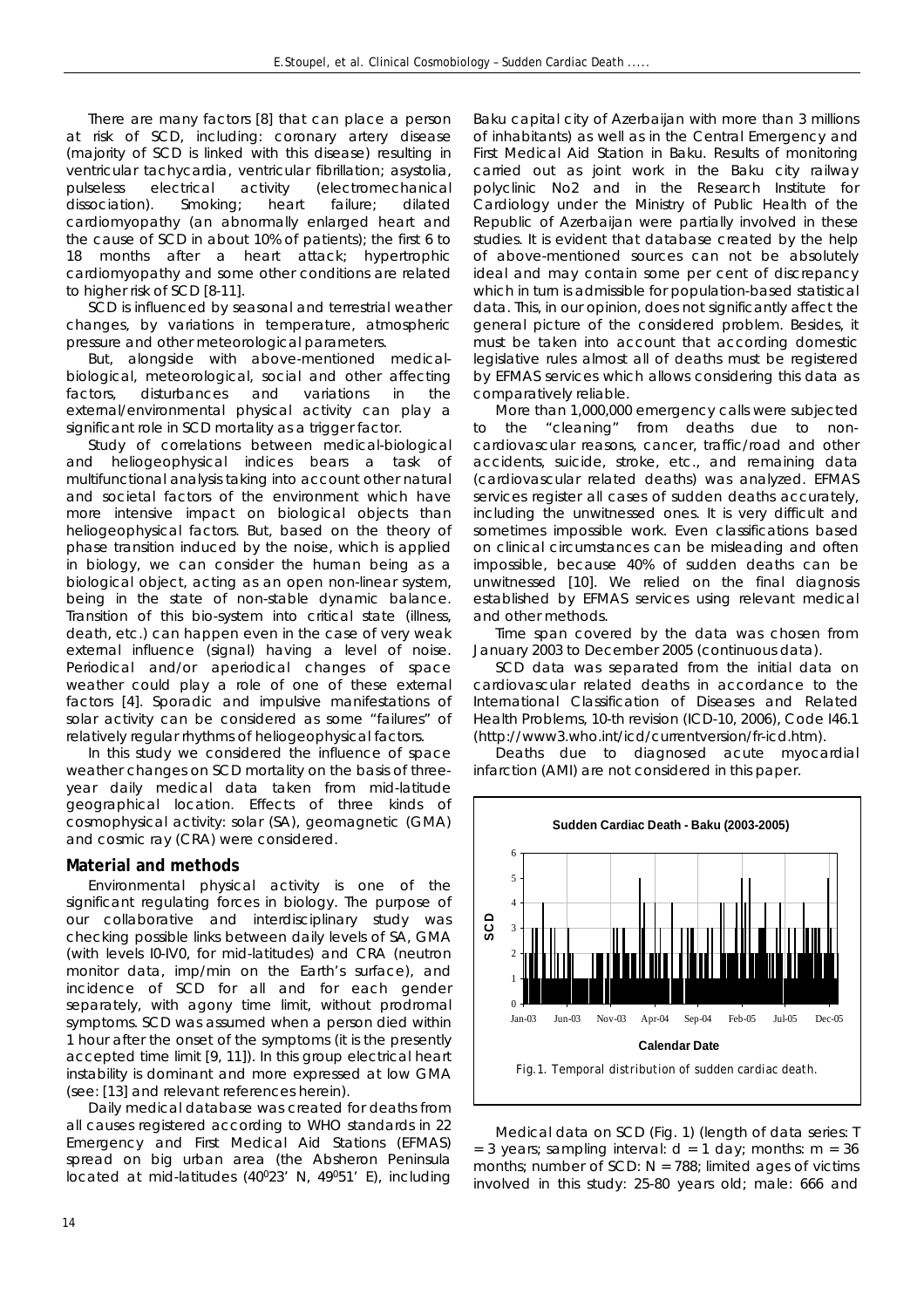There are many factors [8] that can place a person at risk of SCD, including: coronary artery disease (majority of SCD is linked with this disease) resulting in ventricular tachycardia, ventricular fibrillation; asystolia, pulseless electrical activity (electromechanical dissociation). Smoking; heart failure; dilated cardiomyopathy (an abnormally enlarged heart and the cause of SCD in about 10% of patients); the first 6 to 18 months after a heart attack; hypertrophic cardiomyopathy and some other conditions are related to higher risk of SCD [8-11].

SCD is influenced by seasonal and terrestrial weather changes, by variations in temperature, atmospheric pressure and other meteorological parameters.

But, alongside with above-mentioned medical-biological, meteorological, social and other affecting factors, disturbances and variations in the external/environmental physical activity can play a significant role in SCD mortality as a trigger factor.

Study of correlations between medical-biological and heliogeophysical indices bears a task of multifunctional analysis taking into account other natural and societal factors of the environment which have more intensive impact on biological objects than heliogeophysical factors. But, based on the theory of phase transition induced by the noise, which is applied in biology, we can consider the human being as a biological object, acting as an open non-linear system, being in the state of non-stable dynamic balance. Transition of this bio-system into critical state (illness, death, etc.) can happen even in the case of very weak external influence (signal) having a level of noise. Periodical and/or aperiodical changes of space weather could play a role of one of these external factors [4]. Sporadic and impulsive manifestations of solar activity can be considered as some "failures" of relatively regular rhythms of heliogeophysical factors.

In this study we considered the influence of space weather changes on SCD mortality on the basis of three-year daily medical data taken from mid-latitude geographical location. Effects of three kinds of cosmophysical activity: solar (SA), geomagnetic (GMA) and cosmic ray (CRA) were considered.

## Material and methods

Environmental physical activity is one of the significant regulating forces in biology. The purpose of our collaborative and interdisciplinary study was checking possible links between daily levels of SA, GMA (with levels I0-IV0, for mid-latitudes) and CRA (neutron monitor data, imp/min on the Earth's surface), and incidence of SCD for all and for each gender separately, with agony time limit, without prodromal symptoms. SCD was assumed when a person died within 1 hour after the onset of the symptoms (it is the presently accepted time limit [9, 11]). In this group electrical heart instability is dominant and more expressed at low GMA (see: [13] and relevant references herein).

Daily medical database was created for deaths from all causes registered according to WHO standards in 22 Emergency and First Medical Aid Stations (EFMAS) spread on big urban area (the Absheron Peninsula located at mid-latitudes ($40^0 23'$ N, $49^0 51'$ E), including Baku capital city of Azerbaijan with more than 3 millions of inhabitants) as well as in the Central Emergency and First Medical Aid Station in Baku. Results of monitoring carried out as joint work in the Baku city railway polyclinic No2 and in the Research Institute for Cardiology under the Ministry of Public Health of the Republic of Azerbaijan were partially involved in these studies. It is evident that database created by the help of above-mentioned sources can not be absolutely ideal and may contain some per cent of discrepancy which in turn is admissible for population-based statistical data. This, in our opinion, does not significantly affect the general picture of the considered problem. Besides, it must be taken into account that according domestic legislative rules almost all of deaths must be registered by EFMAS services which allows considering this data as comparatively reliable.

More than 1,000,000 emergency calls were subjected to the "cleaning" from deaths due to non-cardiovascular reasons, cancer, traffic/road and other accidents, suicide, stroke, etc., and remaining data (cardiovascular related deaths) was analyzed. EFMAS services register all cases of sudden deaths accurately, including the unwitnessed ones. It is very difficult and sometimes impossible work. Even classifications based on clinical circumstances can be misleading and often impossible, because 40% of sudden deaths can be unwitnessed [10]. We relied on the final diagnosis established by EFMAS services using relevant medical and other methods.

Time span covered by the data was chosen from January 2003 to December 2005 (continuous data).

SCD data was separated from the initial data on cardiovascular related deaths in accordance to the International Classification of Diseases and Related Health Problems, 10-th revision (ICD-10, 2006), Code I46.1 (http://www3.who.int/icd/currentversion/fr-icd.htm).

Deaths due to diagnosed acute myocardial infarction (AMI) are not considered in this paper.

Fig. 1. Temporal distribution of sudden cardiac death.

Medical data on SCD (Fig. 1) (length of data series: T = 3 years; sampling interval: d = 1 day; months: m = 36 months; number of SCD: N = 788; limited ages of victims involved in this study: 25-80 years old; male: 666 and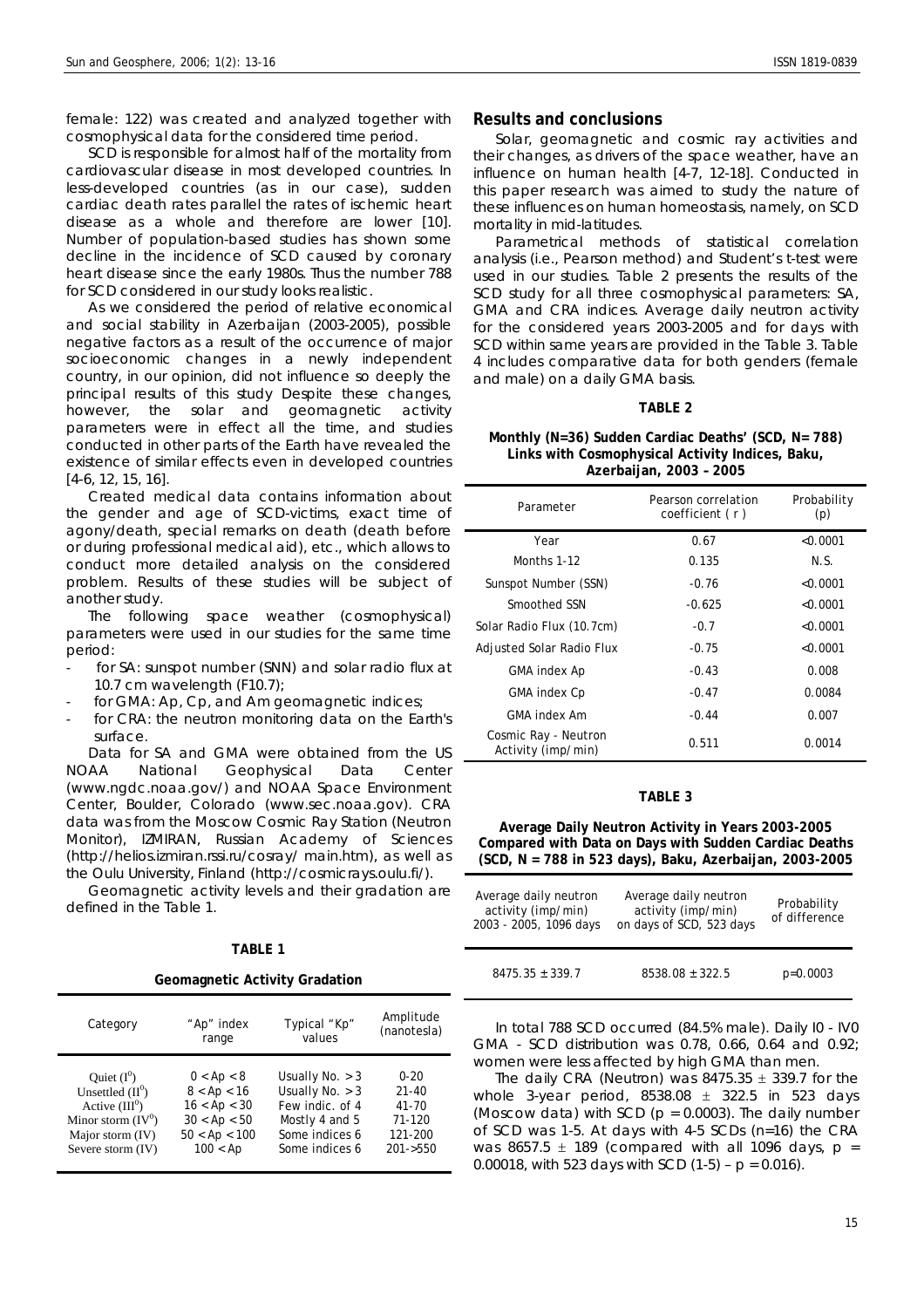female: 122) was created and analyzed together with cosmophysical data for the considered time period.

SCD is responsible for almost half of the mortality from cardiovascular disease in most developed countries. In less-developed countries (as in our case), sudden cardiac death rates parallel the rates of ischemic heart disease as a whole and therefore are lower [10]. Number of population-based studies has shown some decline in the incidence of SCD caused by coronary heart disease since the early 1980s. Thus the number 788 for SCD considered in our study looks realistic.

As we considered the period of relative economical and social stability in Azerbaijan (2003-2005), possible negative factors as a result of the occurrence of major socioeconomic changes in a newly independent country, in our opinion, did not influence so deeply the principal results of this study Despite these changes, however, the solar and geomagnetic activity parameters were in effect all the time, and studies conducted in other parts of the Earth have revealed the existence of similar effects even in developed countries [4-6, 12, 15, 16].

Created medical data contains information about the gender and age of SCD-victims, exact time of agony/death, special remarks on death (death before or during professional medical aid), etc., which allows to conduct more detailed analysis on the considered problem. Results of these studies will be subject of another study.

The following space weather (cosmophysical) parameters were used in our studies for the same time period:

- for SA: sunspot number (SNN) and solar radio flux at 10.7 cm wavelength (F10.7);
- for GMA: Ap, Cp, and Am geomagnetic indices;
- for CRA: the neutron monitoring data on the Earth's surface.

Data for SA and GMA were obtained from the US NOAA National Geophysical Data Center (www.ngdc.noaa.gov/) and NOAA Space Environment Center, Boulder, Colorado (www.sec.noaa.gov). CRA data was from the Moscow Cosmic Ray Station (Neutron Monitor), IZMIRAN, Russian Academy of Sciences (http://helios.izmiran.rssi.ru/cosray/ main.htm), as well as the Oulu University, Finland (http://cosmicrays.oulu.fi/).

Geomagnetic activity levels and their gradation are defined in the Table 1.

**TABLE 1**

**Geomagnetic Activity Gradation**

| Category | "Ap" index range | Typical "Kp" values | Amplitude (nanotesla) |
|---|---|---|---|
| Quiet ($I^0$) | 0 < Ap < 8 | Usually No. > 3 | 0-20 |
| Unsettled ($II^0$) | 8 < Ap < 16 | Usually No. > 3 | 21-40 |
| Active ($III^0$) | 16 < Ap < 30 | Few indic. of 4 | 41-70 |
| Minor storm ($IV^0$) | 30 < Ap < 50 | Mostly 4 and 5 | 71-120 |
| Major storm (IV) | 50 < Ap < 100 | Some indices 6 | 121-200 |
| Severe storm (IV) | 100 < Ap | Some indices 6 | 201->550 |

## Results and conclusions

Solar, geomagnetic and cosmic ray activities and their changes, as drivers of the space weather, have an influence on human health [4-7, 12-18]. Conducted in this paper research was aimed to study the nature of these influences on human homeostasis, namely, on SCD mortality in mid-latitudes.

Parametrical methods of statistical correlation analysis (i.e., Pearson method) and Student's t-test were used in our studies. Table 2 presents the results of the SCD study for all three cosmophysical parameters: SA, GMA and CRA indices. Average daily neutron activity for the considered years 2003-2005 and for days with SCD within same years are provided in the Table 3. Table 4 includes comparative data for both genders (female and male) on a daily GMA basis.

**TABLE 2**

**Monthly (N=36) Sudden Cardiac Deaths' (SCD, N= 788) Links with Cosmophysical Activity Indices, Baku, Azerbaijan, 2003 – 2005**

| Parameter | Pearson correlation coefficient ( r ) | Probability (p) |
|---|---|---|
| Year | 0.67 | <0.0001 |
| Months 1-12 | 0.135 | N.S. |
| Sunspot Number (SSN) | -0.76 | <0.0001 |
| Smoothed SSN | -0.625 | <0.0001 |
| Solar Radio Flux (10.7cm) | -0.7 | <0.0001 |
| Adjusted Solar Radio Flux | -0.75 | <0.0001 |
| GMA index Ap | -0.43 | 0.008 |
| GMA index Cp | -0.47 | 0.0084 |
| GMA index Am | -0.44 | 0.007 |
| Cosmic Ray - Neutron Activity (imp/min) | 0.511 | 0.0014 |

**TABLE 3**

**Average Daily Neutron Activity in Years 2003-2005 Compared with Data on Days with Sudden Cardiac Deaths (SCD, N = 788 in 523 days), Baku, Azerbaijan, 2003-2005**

| Average daily neutron activity (imp/min) 2003 - 2005, 1096 days | Average daily neutron activity (imp/min) on days of SCD, 523 days | Probability of difference |
|---|---|---|
| 8475.35 ± 339.7 | 8538.08 ± 322.5 | p=0.0003 |

In total 788 SCD occurred (84.5% male). Daily I0 - IV0 GMA - SCD distribution was 0.78, 0.66, 0.64 and 0.92; women were less affected by high GMA than men.

The daily CRA (Neutron) was 8475.35 ± 339.7 for the whole 3-year period, 8538.08 ± 322.5 in 523 days (Moscow data) with SCD ($p = 0.0003$). The daily number of SCD was 1-5. At days with 4-5 SCDs (n=16) the CRA was 8657.5 ± 189 (compared with all 1096 days, $p = 0.00018$, with 523 days with SCD (1-5) – $p = 0.016$).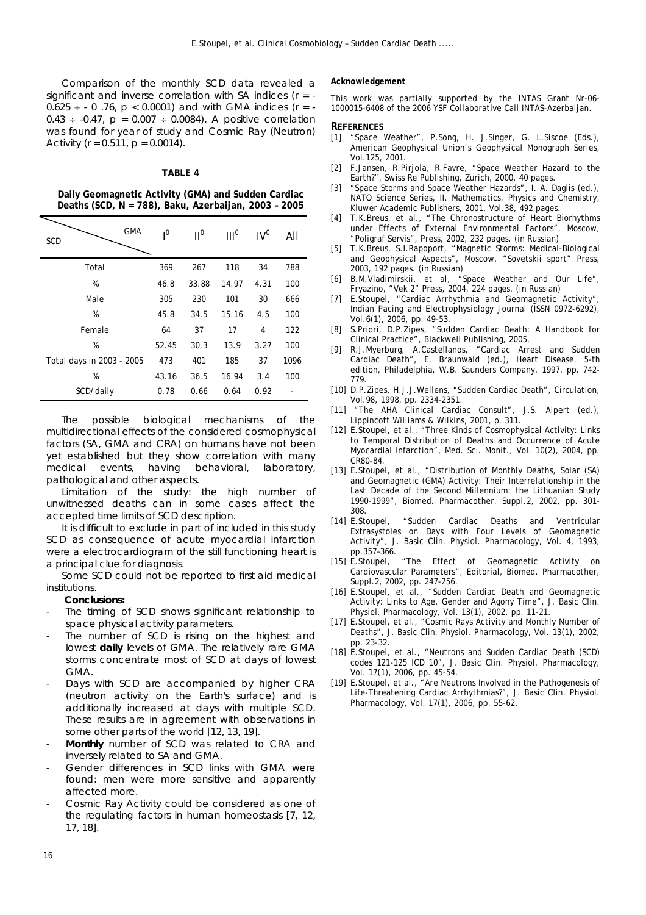Comparison of the monthly SCD data revealed a significant and inverse correlation with SA indices ($r = -0.625 \div -0.76$, $p < 0.0001$) and with GMA indices ($r = -0.43 \div -0.47$, $p = 0.007 \div 0.0084$). A positive correlation was found for year of study and Cosmic Ray (Neutron) Activity ($r = 0.511$, $p = 0.0014$).

**TABLE 4**

**Daily Geomagnetic Activity (GMA) and Sudden Cardiac Deaths (SCD, N = 788), Baku, Azerbaijan, 2003 – 2005**

| SCD \ GMA | $I^0$ | $II^0$ | $III^0$ | $IV^0$ | All |
|---|---|---|---|---|---|
| Total | 369 | 267 | 118 | 34 | 788 |
| % | 46.8 | 33.88 | 14.97 | 4.31 | 100 |
| Male | 305 | 230 | 101 | 30 | 666 |
| % | 45.8 | 34.5 | 15.16 | 4.5 | 100 |
| Female | 64 | 37 | 17 | 4 | 122 |
| % | 52.45 | 30.3 | 13.9 | 3.27 | 100 |
| Total days in 2003 - 2005 | 473 | 401 | 185 | 37 | 1096 |
| % | 43.16 | 36.5 | 16.94 | 3.4 | 100 |
| SCD/daily | 0.78 | 0.66 | 0.64 | 0.92 | - |

The possible biological mechanisms of the multidirectional effects of the considered cosmophysical factors (SA, GMA and CRA) on humans have not been yet established but they show correlation with many medical events, having behavioral, laboratory, pathological and other aspects.

Limitation of the study: the high number of unwitnessed deaths can in some cases affect the accepted time limits of SCD description.

It is difficult to exclude in part of included in this study SCD as consequence of acute myocardial infarction were a electrocardiogram of the still functioning heart is a principal clue for diagnosis.

Some SCD could not be reported to first aid medical institutions.

**Conclusions:**

- The timing of SCD shows significant relationship to space physical activity parameters.
- The number of SCD is rising on the highest and lowest **daily** levels of GMA. The relatively rare GMA storms concentrate most of SCD at days of lowest GMA.
- Days with SCD are accompanied by higher CRA (neutron activity on the Earth's surface) and is additionally increased at days with multiple SCD. These results are in agreement with observations in some other parts of the world [12, 13, 19].
- **Monthly** number of SCD was related to CRA and inversely related to SA and GMA.
- Gender differences in SCD links with GMA were found: men were more sensitive and apparently affected more.
- Cosmic Ray Activity could be considered as one of the regulating factors in human homeostasis [7, 12, 17, 18].

**Acknowledgement**

This work was partially supported by the INTAS Grant Nr-06-1000015-6408 of the 2006 YSF Collaborative Call INTAS-Azerbaijan.

**REFERENCES**

[1] "Space Weather", P.Song, H. J.Singer, G. L.Siscoe (Eds.), American Geophysical Union's Geophysical Monograph Series, Vol.125, 2001.

[2] F.Jansen, R.Pirjola, R.Favre, "Space Weather Hazard to the Earth?", Swiss Re Publishing, Zurich, 2000, 40 pages.

[3] "Space Storms and Space Weather Hazards", I. A. Daglis (ed.), NATO Science Series, II. Mathematics, Physics and Chemistry, Kluwer Academic Publishers, 2001, Vol.38, 492 pages.

[4] T.K.Breus, et al., "The Chronostructure of Heart Biorhythms under Effects of External Environmental Factors", Moscow, "Poligraf Servis", Press, 2002, 232 pages. (in Russian)

[5] T.K.Breus, S.I.Rapoport, "Magnetic Storms: Medical-Biological and Geophysical Aspects", Moscow, "Sovetskii sport" Press, 2003, 192 pages. (in Russian)

[6] B.M.Vladimirskii, et al, "Space Weather and Our Life", Fryazino, "Vek 2" Press, 2004, 224 pages. (in Russian)

[7] E.Stoupel, "Cardiac Arrhythmia and Geomagnetic Activity", Indian Pacing and Electrophysiology Journal (ISSN 0972-6292), Vol.6(1), 2006, pp. 49-53.

[8] S.Priori, D.P.Zipes, "Sudden Cardiac Death: A Handbook for Clinical Practice", Blackwell Publishing, 2005.

[9] R.J.Myerburg, A.Castellanos, "Cardiac Arrest and Sudden Cardiac Death", E. Braunwald (ed.), Heart Disease. 5-th edition, Philadelphia, W.B. Saunders Company, 1997, pp. 742-779.

[10] D.P.Zipes, H.J.J.Wellens, "Sudden Cardiac Death", Circulation, Vol.98, 1998, pp. 2334-2351.

[11] "The AHA Clinical Cardiac Consult", J.S. Alpert (ed.), Lippincott Williams & Wilkins, 2001, p. 311.

[12] E.Stoupel, et al., "Three Kinds of Cosmophysical Activity: Links to Temporal Distribution of Deaths and Occurrence of Acute Myocardial Infarction", Med. Sci. Monit., Vol. 10(2), 2004, pp. CR80-84.

[13] E.Stoupel, et al., "Distribution of Monthly Deaths, Solar (SA) and Geomagnetic (GMA) Activity: Their Interrelationship in the Last Decade of the Second Millennium: the Lithuanian Study 1990-1999", Biomed. Pharmacother. Suppl.2, 2002, pp. 301-308.

[14] E.Stoupel, "Sudden Cardiac Deaths and Ventricular Extrasystoles on Days with Four Levels of Geomagnetic Activity", J. Basic Clin. Physiol. Pharmacology, Vol. 4, 1993, pp.357–366.

[15] E.Stoupel, "The Effect of Geomagnetic Activity on Cardiovascular Parameters", Editorial, Biomed. Pharmacother, Suppl.2, 2002, pp. 247-256.

[16] E.Stoupel, et al., "Sudden Cardiac Death and Geomagnetic Activity: Links to Age, Gender and Agony Time", J. Basic Clin. Physiol. Pharmacology, Vol. 13(1), 2002, pp. 11-21.

[17] E.Stoupel, et al., "Cosmic Rays Activity and Monthly Number of Deaths", J. Basic Clin. Physiol. Pharmacology, Vol. 13(1), 2002, pp. 23-32.

[18] E.Stoupel, et al., "Neutrons and Sudden Cardiac Death (SCD) codes 121-125 ICD 10", J. Basic Clin. Physiol. Pharmacology, Vol. 17(1), 2006, pp. 45-54.

[19] E.Stoupel, et al., "Are Neutrons Involved in the Pathogenesis of Life-Threatening Cardiac Arrhythmias?", J. Basic Clin. Physiol. Pharmacology, Vol. 17(1), 2006, pp. 55-62.